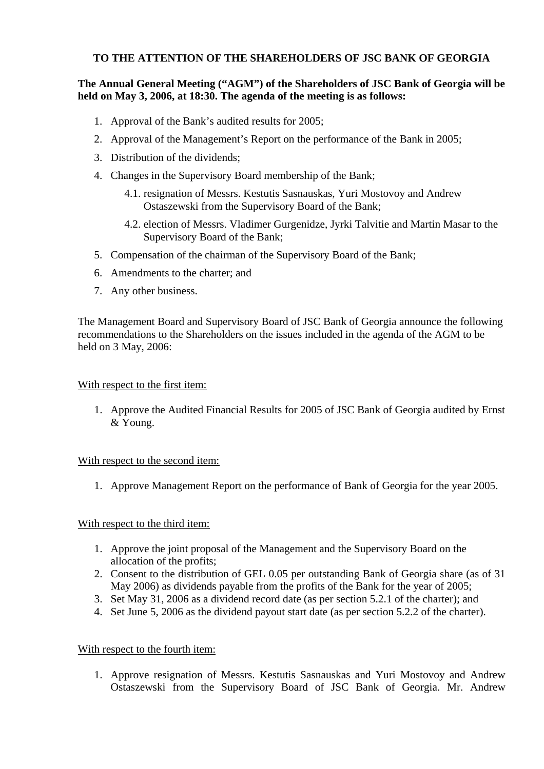**TO THE ATTENTION OF THE SHAREHOLDERS OF JSC BANK OF GEORGIA**

**The Annual General Meeting ("AGM") of the Shareholders of JSC Bank of Georgia will be held on May 3, 2006, at 18:30. The agenda of the meeting is as follows:**

1. Approval of the Bank's audited results for 2005;
2. Approval of the Management's Report on the performance of the Bank in 2005;
3. Distribution of the dividends;
4. Changes in the Supervisory Board membership of the Bank;
   - 4.1. resignation of Messrs. Kestutis Sasnauskas, Yuri Mostovoy and Andrew Ostaszewski from the Supervisory Board of the Bank;
   - 4.2. election of Messrs. Vladimer Gurgenidze, Jyrki Talvitie and Martin Masar to the Supervisory Board of the Bank;
5. Compensation of the chairman of the Supervisory Board of the Bank;
6. Amendments to the charter; and
7. Any other business.

The Management Board and Supervisory Board of JSC Bank of Georgia announce the following recommendations to the Shareholders on the issues included in the agenda of the AGM to be held on 3 May, 2006:

<u>With respect to the first item:</u>

1. Approve the Audited Financial Results for 2005 of JSC Bank of Georgia audited by Ernst & Young.

<u>With respect to the second item:</u>

1. Approve Management Report on the performance of Bank of Georgia for the year 2005.

<u>With respect to the third item:</u>

1. Approve the joint proposal of the Management and the Supervisory Board on the allocation of the profits;
2. Consent to the distribution of GEL 0.05 per outstanding Bank of Georgia share (as of 31 May 2006) as dividends payable from the profits of the Bank for the year of 2005;
3. Set May 31, 2006 as a dividend record date (as per section 5.2.1 of the charter); and
4. Set June 5, 2006 as the dividend payout start date (as per section 5.2.2 of the charter).

<u>With respect to the fourth item:</u>

1. Approve resignation of Messrs. Kestutis Sasnauskas and Yuri Mostovoy and Andrew Ostaszewski from the Supervisory Board of JSC Bank of Georgia. Mr. Andrew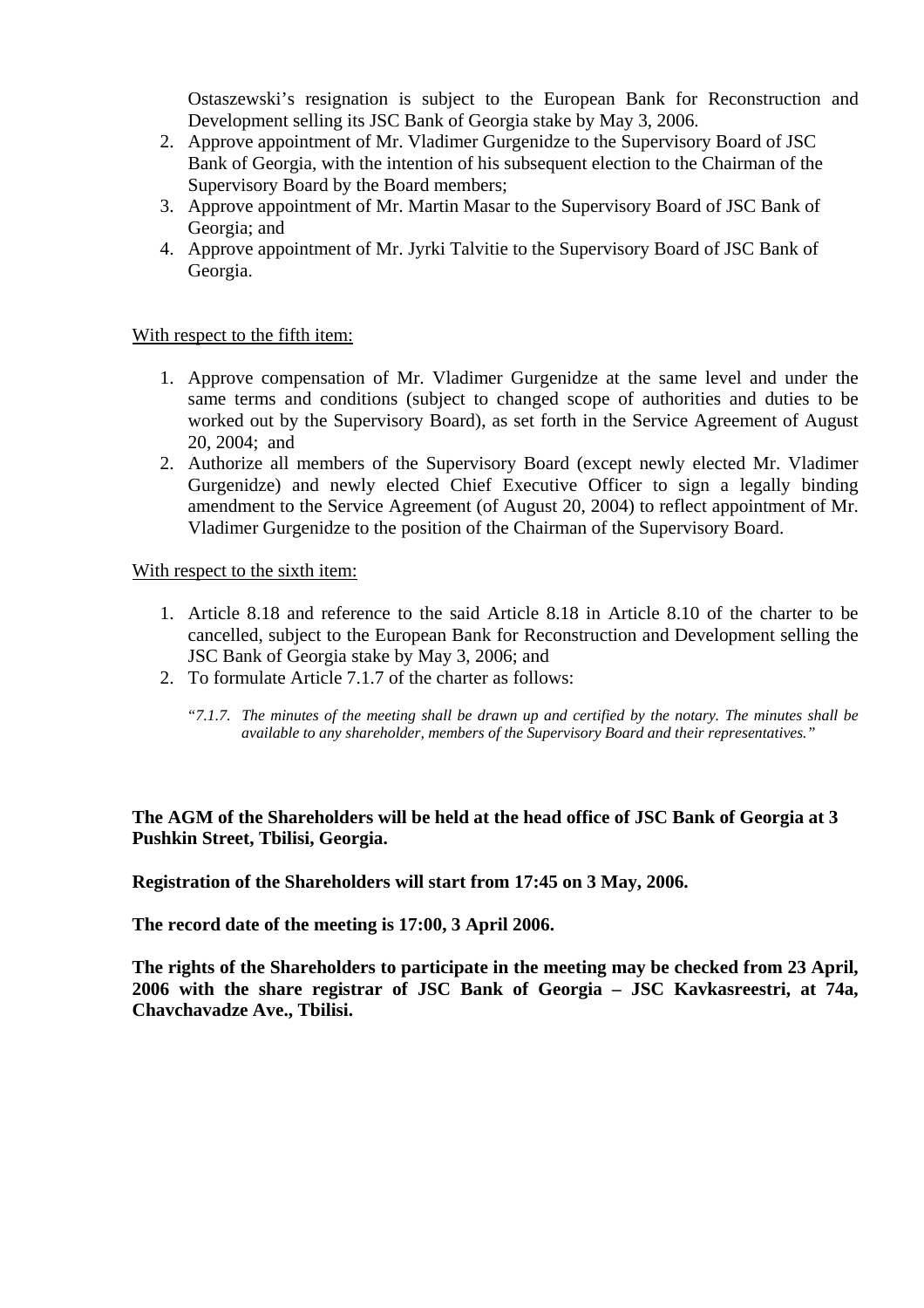Ostaszewski's resignation is subject to the European Bank for Reconstruction and Development selling its JSC Bank of Georgia stake by May 3, 2006.

2. Approve appointment of Mr. Vladimer Gurgenidze to the Supervisory Board of JSC Bank of Georgia, with the intention of his subsequent election to the Chairman of the Supervisory Board by the Board members;
3. Approve appointment of Mr. Martin Masar to the Supervisory Board of JSC Bank of Georgia; and
4. Approve appointment of Mr. Jyrki Talvitie to the Supervisory Board of JSC Bank of Georgia.

<u>With respect to the fifth item:</u>

1. Approve compensation of Mr. Vladimer Gurgenidze at the same level and under the same terms and conditions (subject to changed scope of authorities and duties to be worked out by the Supervisory Board), as set forth in the Service Agreement of August 20, 2004; and
2. Authorize all members of the Supervisory Board (except newly elected Mr. Vladimer Gurgenidze) and newly elected Chief Executive Officer to sign a legally binding amendment to the Service Agreement (of August 20, 2004) to reflect appointment of Mr. Vladimer Gurgenidze to the position of the Chairman of the Supervisory Board.

<u>With respect to the sixth item:</u>

1. Article 8.18 and reference to the said Article 8.18 in Article 8.10 of the charter to be cancelled, subject to the European Bank for Reconstruction and Development selling the JSC Bank of Georgia stake by May 3, 2006; and
2. To formulate Article 7.1.7 of the charter as follows:

   *"7.1.7. The minutes of the meeting shall be drawn up and certified by the notary. The minutes shall be available to any shareholder, members of the Supervisory Board and their representatives."*

**The AGM of the Shareholders will be held at the head office of JSC Bank of Georgia at 3 Pushkin Street, Tbilisi, Georgia.**

**Registration of the Shareholders will start from 17:45 on 3 May, 2006.**

**The record date of the meeting is 17:00, 3 April 2006.**

**The rights of the Shareholders to participate in the meeting may be checked from 23 April, 2006 with the share registrar of JSC Bank of Georgia – JSC Kavkasreestri, at 74a, Chavchavadze Ave., Tbilisi.**